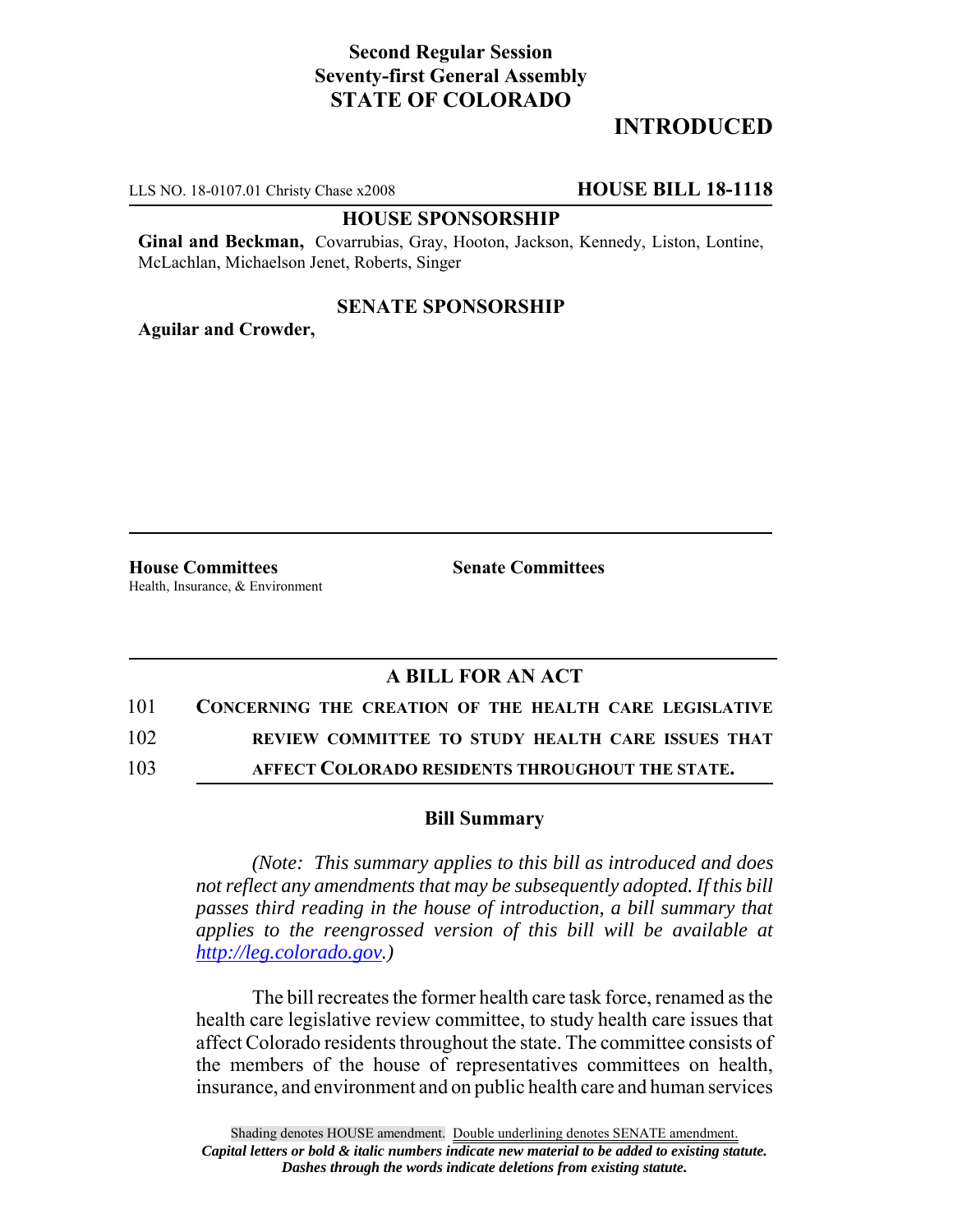**Second Regular Session**
**Seventy-first General Assembly**
**STATE OF COLORADO**

# INTRODUCED

LLS NO. 18-0107.01 Christy Chase x2008 **HOUSE BILL 18-1118**

**HOUSE SPONSORSHIP**

**Ginal and Beckman,** Covarrubias, Gray, Hooton, Jackson, Kennedy, Liston, Lontine, McLachlan, Michaelson Jenet, Roberts, Singer

**SENATE SPONSORSHIP**

**Aguilar and Crowder,**

**House Committees**
Health, Insurance, & Environment

**Senate Committees**

## A BILL FOR AN ACT

101 **CONCERNING THE CREATION OF THE HEALTH CARE LEGISLATIVE**
102 **REVIEW COMMITTEE TO STUDY HEALTH CARE ISSUES THAT**
103 **AFFECT COLORADO RESIDENTS THROUGHOUT THE STATE.**

### Bill Summary

*(Note: This summary applies to this bill as introduced and does not reflect any amendments that may be subsequently adopted. If this bill passes third reading in the house of introduction, a bill summary that applies to the reengrossed version of this bill will be available at http://leg.colorado.gov.)*

The bill recreates the former health care task force, renamed as the health care legislative review committee, to study health care issues that affect Colorado residents throughout the state. The committee consists of the members of the house of representatives committees on health, insurance, and environment and on public health care and human services

Shading denotes HOUSE amendment. Double underlining denotes SENATE amendment.
*Capital letters or bold & italic numbers indicate new material to be added to existing statute.*
*Dashes through the words indicate deletions from existing statute.*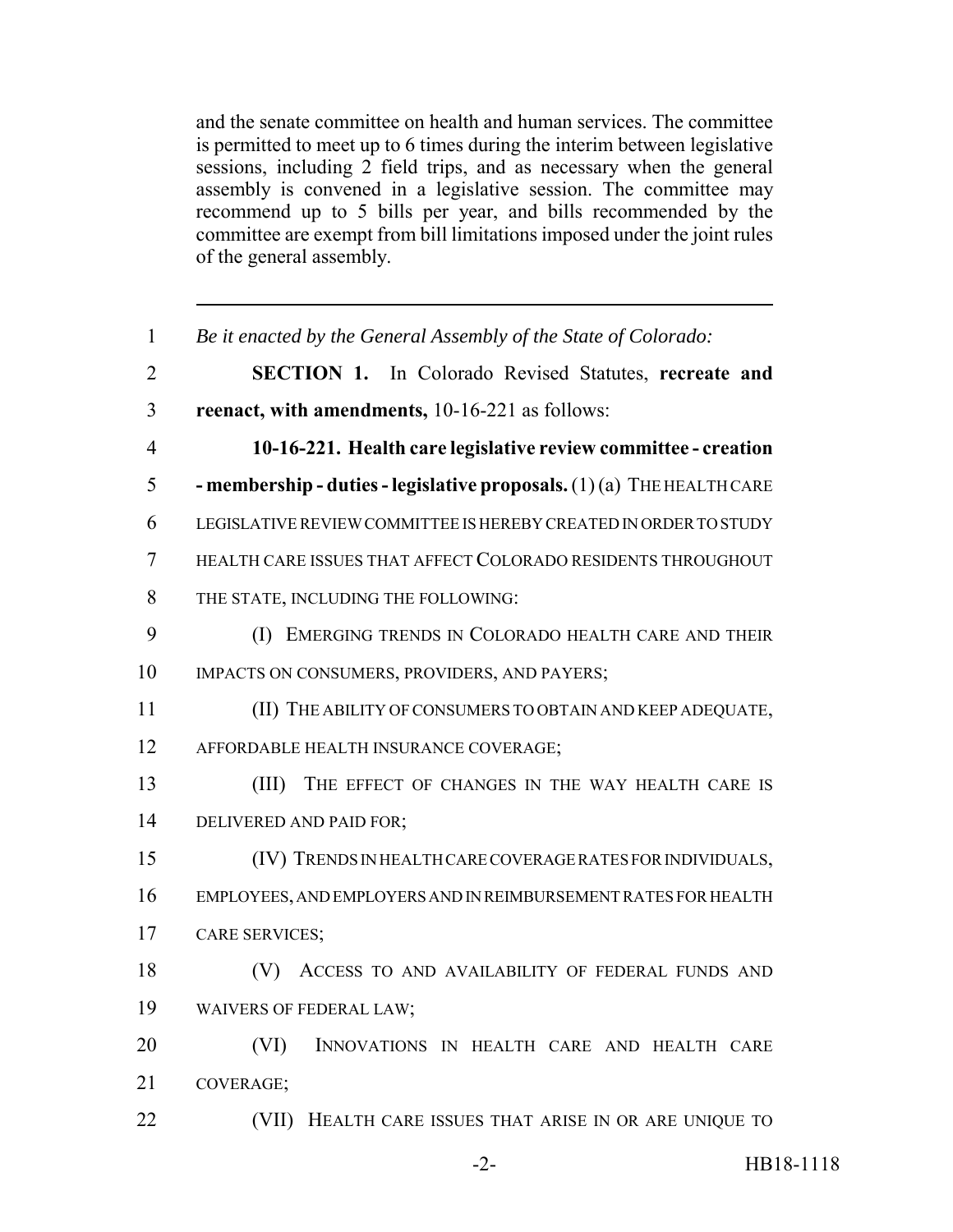and the senate committee on health and human services. The committee is permitted to meet up to 6 times during the interim between legislative sessions, including 2 field trips, and as necessary when the general assembly is convened in a legislative session. The committee may recommend up to 5 bills per year, and bills recommended by the committee are exempt from bill limitations imposed under the joint rules of the general assembly.

---

1 *Be it enacted by the General Assembly of the State of Colorado:*

2 **SECTION 1.** In Colorado Revised Statutes, **recreate and**
3 **reenact, with amendments,** 10-16-221 as follows:

4 **10-16-221. Health care legislative review committee - creation**
5 **- membership - duties - legislative proposals.** (1) (a) THE HEALTH CARE
6 LEGISLATIVE REVIEW COMMITTEE IS HEREBY CREATED IN ORDER TO STUDY
7 HEALTH CARE ISSUES THAT AFFECT COLORADO RESIDENTS THROUGHOUT
8 THE STATE, INCLUDING THE FOLLOWING:

9 (I) EMERGING TRENDS IN COLORADO HEALTH CARE AND THEIR
10 IMPACTS ON CONSUMERS, PROVIDERS, AND PAYERS;

11 (II) THE ABILITY OF CONSUMERS TO OBTAIN AND KEEP ADEQUATE,
12 AFFORDABLE HEALTH INSURANCE COVERAGE;

13 (III) THE EFFECT OF CHANGES IN THE WAY HEALTH CARE IS
14 DELIVERED AND PAID FOR;

15 (IV) TRENDS IN HEALTH CARE COVERAGE RATES FOR INDIVIDUALS,
16 EMPLOYEES, AND EMPLOYERS AND IN REIMBURSEMENT RATES FOR HEALTH
17 CARE SERVICES;

18 (V) ACCESS TO AND AVAILABILITY OF FEDERAL FUNDS AND
19 WAIVERS OF FEDERAL LAW;

20 (VI) INNOVATIONS IN HEALTH CARE AND HEALTH CARE
21 COVERAGE;

22 (VII) HEALTH CARE ISSUES THAT ARISE IN OR ARE UNIQUE TO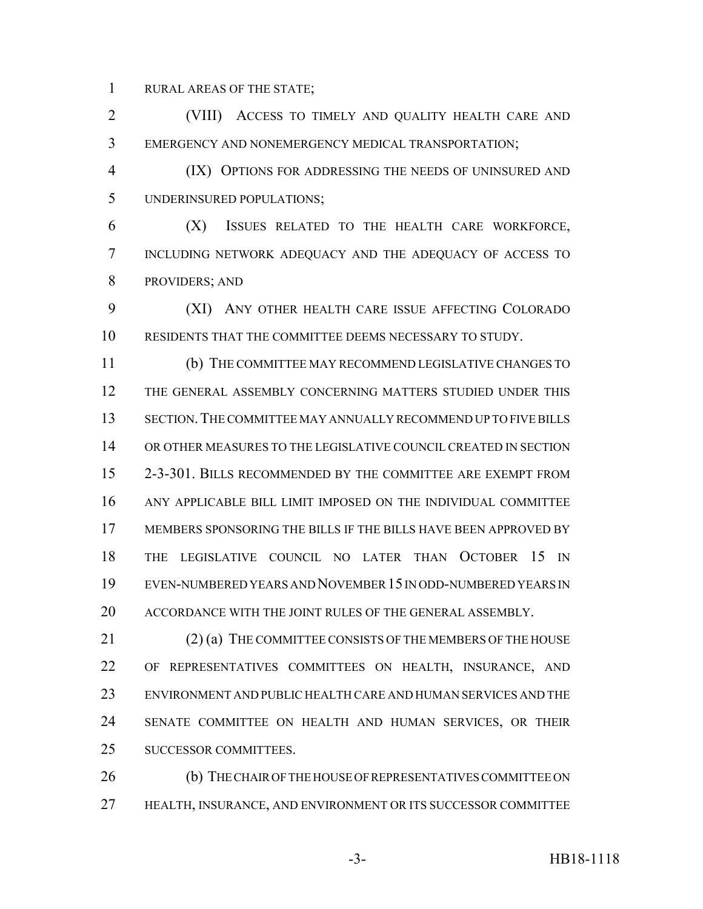RURAL AREAS OF THE STATE;

(VIII) ACCESS TO TIMELY AND QUALITY HEALTH CARE AND EMERGENCY AND NONEMERGENCY MEDICAL TRANSPORTATION;

(IX) OPTIONS FOR ADDRESSING THE NEEDS OF UNINSURED AND UNDERINSURED POPULATIONS;

(X) ISSUES RELATED TO THE HEALTH CARE WORKFORCE, INCLUDING NETWORK ADEQUACY AND THE ADEQUACY OF ACCESS TO PROVIDERS; AND

(XI) ANY OTHER HEALTH CARE ISSUE AFFECTING COLORADO RESIDENTS THAT THE COMMITTEE DEEMS NECESSARY TO STUDY.

(b) THE COMMITTEE MAY RECOMMEND LEGISLATIVE CHANGES TO THE GENERAL ASSEMBLY CONCERNING MATTERS STUDIED UNDER THIS SECTION. THE COMMITTEE MAY ANNUALLY RECOMMEND UP TO FIVE BILLS OR OTHER MEASURES TO THE LEGISLATIVE COUNCIL CREATED IN SECTION 2-3-301. BILLS RECOMMENDED BY THE COMMITTEE ARE EXEMPT FROM ANY APPLICABLE BILL LIMIT IMPOSED ON THE INDIVIDUAL COMMITTEE MEMBERS SPONSORING THE BILLS IF THE BILLS HAVE BEEN APPROVED BY THE LEGISLATIVE COUNCIL NO LATER THAN OCTOBER 15 IN EVEN-NUMBERED YEARS AND NOVEMBER 15 IN ODD-NUMBERED YEARS IN ACCORDANCE WITH THE JOINT RULES OF THE GENERAL ASSEMBLY.

(2) (a) THE COMMITTEE CONSISTS OF THE MEMBERS OF THE HOUSE OF REPRESENTATIVES COMMITTEES ON HEALTH, INSURANCE, AND ENVIRONMENT AND PUBLIC HEALTH CARE AND HUMAN SERVICES AND THE SENATE COMMITTEE ON HEALTH AND HUMAN SERVICES, OR THEIR SUCCESSOR COMMITTEES.

(b) THE CHAIR OF THE HOUSE OF REPRESENTATIVES COMMITTEE ON HEALTH, INSURANCE, AND ENVIRONMENT OR ITS SUCCESSOR COMMITTEE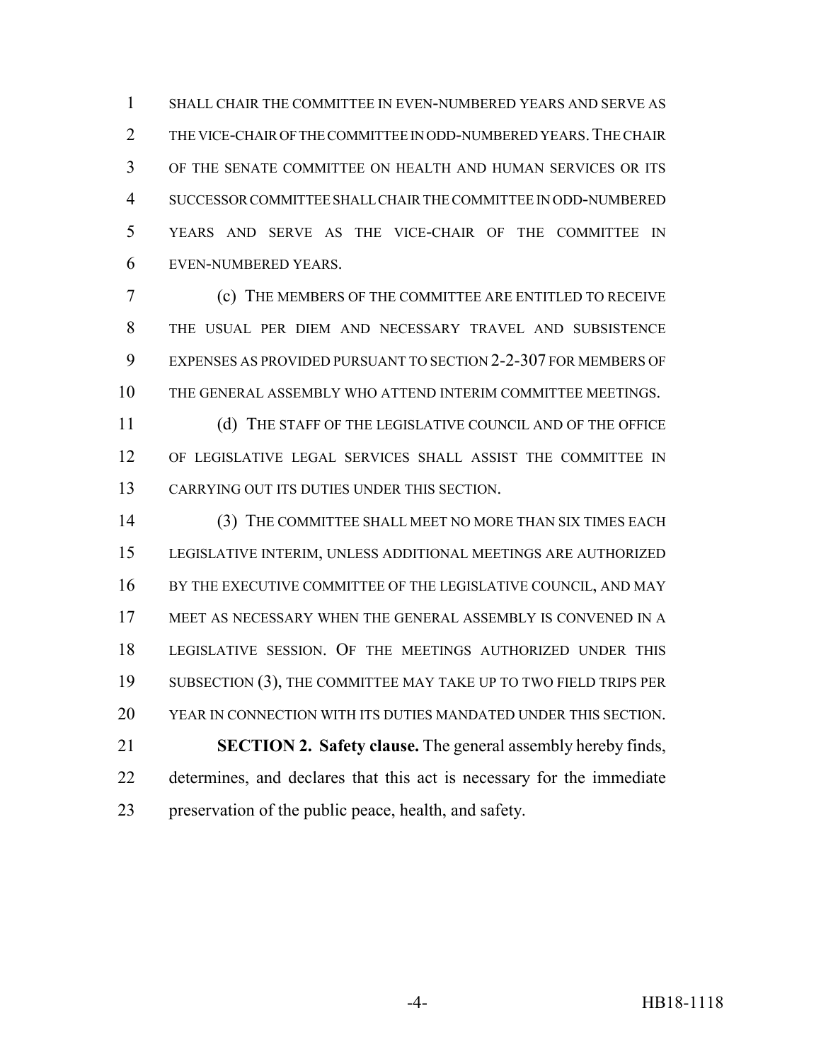SHALL CHAIR THE COMMITTEE IN EVEN-NUMBERED YEARS AND SERVE AS THE VICE-CHAIR OF THE COMMITTEE IN ODD-NUMBERED YEARS. THE CHAIR OF THE SENATE COMMITTEE ON HEALTH AND HUMAN SERVICES OR ITS SUCCESSOR COMMITTEE SHALL CHAIR THE COMMITTEE IN ODD-NUMBERED YEARS AND SERVE AS THE VICE-CHAIR OF THE COMMITTEE IN EVEN-NUMBERED YEARS.

(c) THE MEMBERS OF THE COMMITTEE ARE ENTITLED TO RECEIVE THE USUAL PER DIEM AND NECESSARY TRAVEL AND SUBSISTENCE EXPENSES AS PROVIDED PURSUANT TO SECTION 2-2-307 FOR MEMBERS OF THE GENERAL ASSEMBLY WHO ATTEND INTERIM COMMITTEE MEETINGS.

(d) THE STAFF OF THE LEGISLATIVE COUNCIL AND OF THE OFFICE OF LEGISLATIVE LEGAL SERVICES SHALL ASSIST THE COMMITTEE IN CARRYING OUT ITS DUTIES UNDER THIS SECTION.

(3) THE COMMITTEE SHALL MEET NO MORE THAN SIX TIMES EACH LEGISLATIVE INTERIM, UNLESS ADDITIONAL MEETINGS ARE AUTHORIZED BY THE EXECUTIVE COMMITTEE OF THE LEGISLATIVE COUNCIL, AND MAY MEET AS NECESSARY WHEN THE GENERAL ASSEMBLY IS CONVENED IN A LEGISLATIVE SESSION. OF THE MEETINGS AUTHORIZED UNDER THIS SUBSECTION (3), THE COMMITTEE MAY TAKE UP TO TWO FIELD TRIPS PER YEAR IN CONNECTION WITH ITS DUTIES MANDATED UNDER THIS SECTION.

**SECTION 2. Safety clause.** The general assembly hereby finds, determines, and declares that this act is necessary for the immediate preservation of the public peace, health, and safety.